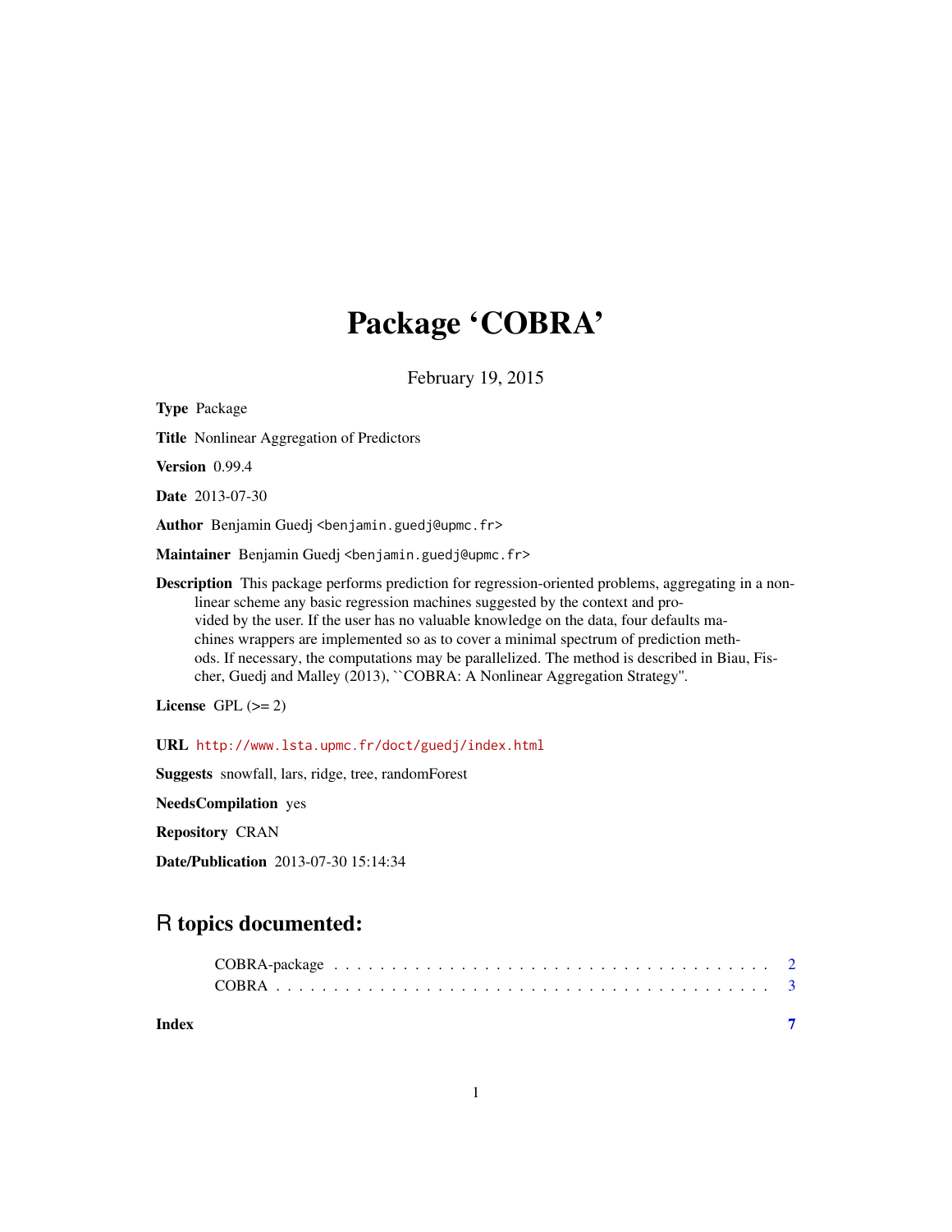# Package 'COBRA'

February 19, 2015

**Type** Package

**Title** Nonlinear Aggregation of Predictors

**Version** 0.99.4

**Date** 2013-07-30

**Author** Benjamin Guedj <benjamin.guedj@upmc.fr>

**Maintainer** Benjamin Guedj <benjamin.guedj@upmc.fr>

**Description** This package performs prediction for regression-oriented problems, aggregating in a non-linear scheme any basic regression machines suggested by the context and provided by the user. If the user has no valuable knowledge on the data, four defaults machines wrappers are implemented so as to cover a minimal spectrum of prediction methods. If necessary, the computations may be parallelized. The method is described in Biau, Fischer, Guedj and Malley (2013), ``COBRA: A Nonlinear Aggregation Strategy''.

**License** GPL (>= 2)

**URL** http://www.lsta.upmc.fr/doct/guedj/index.html

**Suggests** snowfall, lars, ridge, tree, randomForest

**NeedsCompilation** yes

**Repository** CRAN

**Date/Publication** 2013-07-30 15:14:34

## R topics documented:

COBRA-package . . . . . . . . . . . . . . . . . . . . . . . . . . . . . . . . . . . . . . 2
COBRA . . . . . . . . . . . . . . . . . . . . . . . . . . . . . . . . . . . . . . . . . . . 3

**Index** 7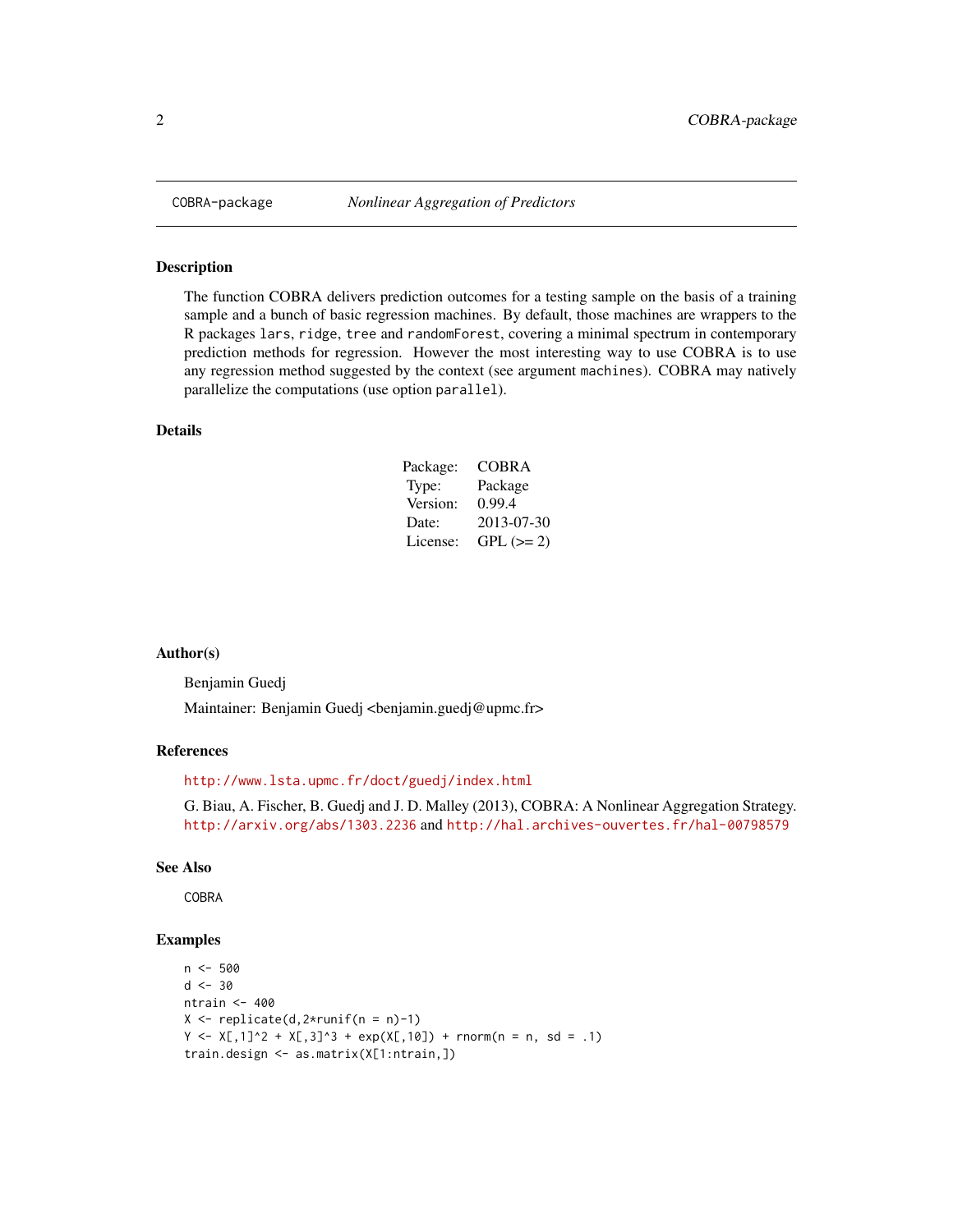COBRA-package *Nonlinear Aggregation of Predictors*

## Description

The function COBRA delivers prediction outcomes for a testing sample on the basis of a training sample and a bunch of basic regression machines. By default, those machines are wrappers to the R packages `lars`, `ridge`, `tree` and `randomForest`, covering a minimal spectrum in contemporary prediction methods for regression. However the most interesting way to use COBRA is to use any regression method suggested by the context (see argument `machines`). COBRA may natively parallelize the computations (use option `parallel`).

## Details

| | |
|---|---|
| Package: | COBRA |
| Type: | Package |
| Version: | 0.99.4 |
| Date: | 2013-07-30 |
| License: | GPL (>= 2) |

## Author(s)

Benjamin Guedj

Maintainer: Benjamin Guedj <benjamin.guedj@upmc.fr>

## References

http://www.lsta.upmc.fr/doct/guedj/index.html

G. Biau, A. Fischer, B. Guedj and J. D. Malley (2013), COBRA: A Nonlinear Aggregation Strategy. http://arxiv.org/abs/1303.2236 and http://hal.archives-ouvertes.fr/hal-00798579

## See Also

COBRA

## Examples

```
n <- 500
d <- 30
ntrain <- 400
X <- replicate(d,2*runif(n = n)-1)
Y <- X[,1]^2 + X[,3]^3 + exp(X[,10]) + rnorm(n = n, sd = .1)
train.design <- as.matrix(X[1:ntrain,])
```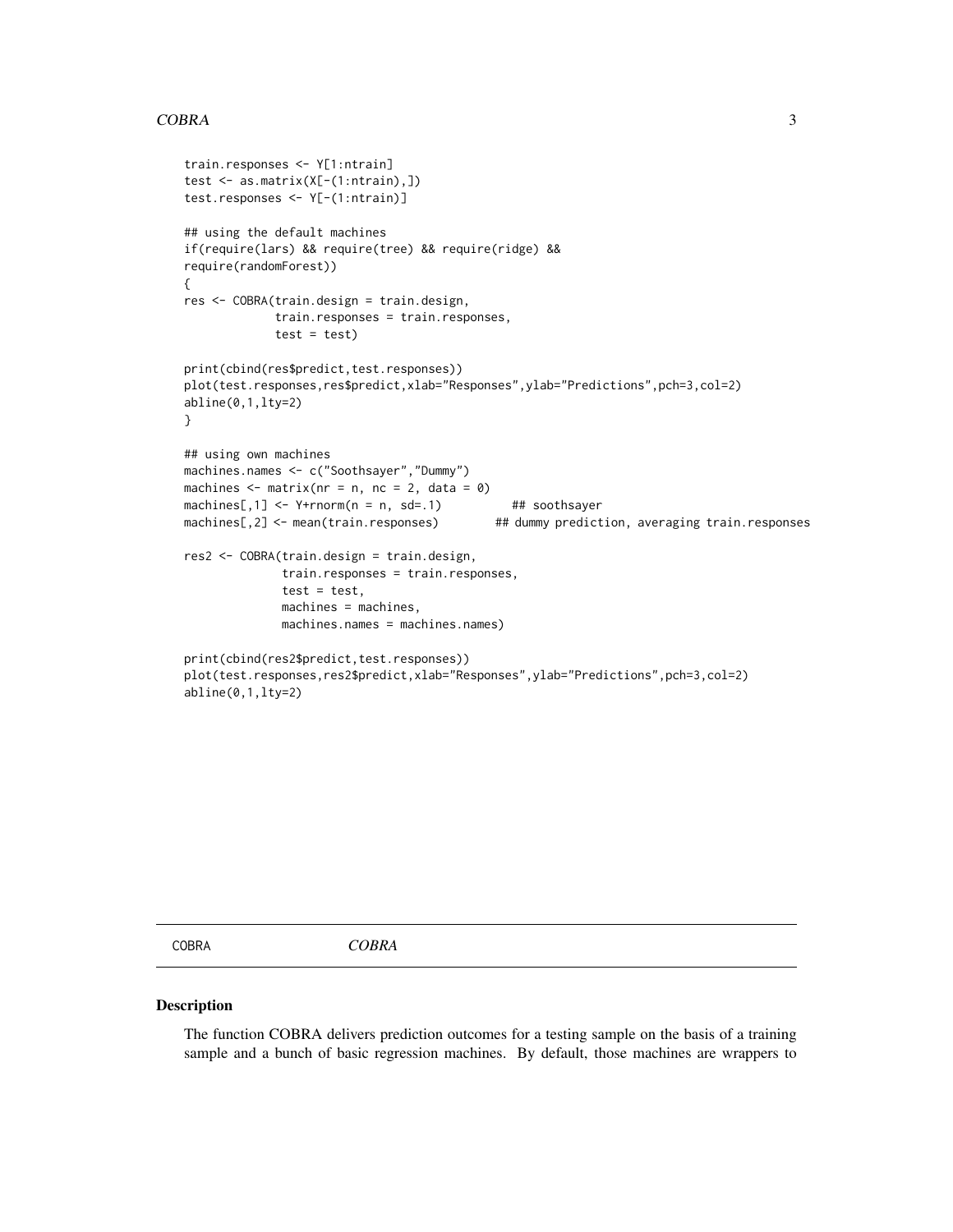```
train.responses <- Y[1:ntrain]
test <- as.matrix(X[-(1:ntrain),])
test.responses <- Y[-(1:ntrain)]

## using the default machines
if(require(lars) && require(tree) && require(ridge) &&
require(randomForest))
{
res <- COBRA(train.design = train.design,
             train.responses = train.responses,
             test = test)

print(cbind(res$predict,test.responses))
plot(test.responses,res$predict,xlab="Responses",ylab="Predictions",pch=3,col=2)
abline(0,1,lty=2)
}

## using own machines
machines.names <- c("Soothsayer","Dummy")
machines <- matrix(nr = n, nc = 2, data = 0)
machines[,1] <- Y+rnorm(n = n, sd=.1)          ## soothsayer
machines[,2] <- mean(train.responses)        ## dummy prediction, averaging train.responses

res2 <- COBRA(train.design = train.design,
              train.responses = train.responses,
              test = test,
              machines = machines,
              machines.names = machines.names)

print(cbind(res2$predict,test.responses))
plot(test.responses,res2$predict,xlab="Responses",ylab="Predictions",pch=3,col=2)
abline(0,1,lty=2)
```

---

COBRA *COBRA*

---

### Description

The function COBRA delivers prediction outcomes for a testing sample on the basis of a training sample and a bunch of basic regression machines. By default, those machines are wrappers to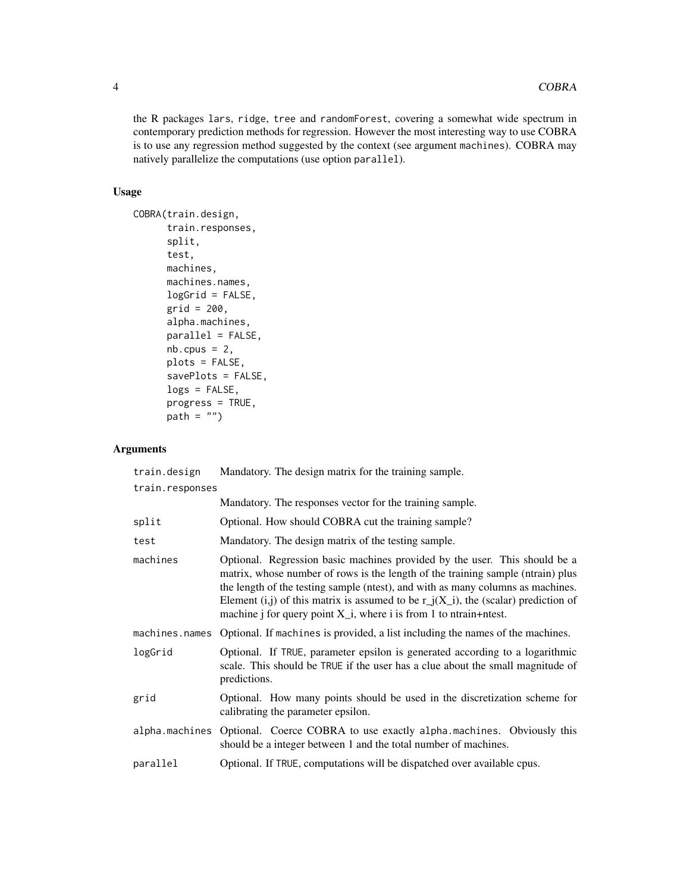the R packages lars, ridge, tree and randomForest, covering a somewhat wide spectrum in contemporary prediction methods for regression. However the most interesting way to use COBRA is to use any regression method suggested by the context (see argument machines). COBRA may natively parallelize the computations (use option parallel).

## Usage

```
COBRA(train.design,
      train.responses,
      split,
      test,
      machines,
      machines.names,
      logGrid = FALSE,
      grid = 200,
      alpha.machines,
      parallel = FALSE,
      nb.cpus = 2,
      plots = FALSE,
      savePlots = FALSE,
      logs = FALSE,
      progress = TRUE,
      path = "")
```

## Arguments

| | |
|---|---|
| train.design | Mandatory. The design matrix for the training sample. |
| train.responses | Mandatory. The responses vector for the training sample. |
| split | Optional. How should COBRA cut the training sample? |
| test | Mandatory. The design matrix of the testing sample. |
| machines | Optional. Regression basic machines provided by the user. This should be a matrix, whose number of rows is the length of the training sample (ntrain) plus the length of the testing sample (ntest), and with as many columns as machines. Element (i,j) of this matrix is assumed to be r_j(X_i), the (scalar) prediction of machine j for query point X_i, where i is from 1 to ntrain+ntest. |
| machines.names | Optional. If machines is provided, a list including the names of the machines. |
| logGrid | Optional. If TRUE, parameter epsilon is generated according to a logarithmic scale. This should be TRUE if the user has a clue about the small magnitude of predictions. |
| grid | Optional. How many points should be used in the discretization scheme for calibrating the parameter epsilon. |
| alpha.machines | Optional. Coerce COBRA to use exactly alpha.machines. Obviously this should be a integer between 1 and the total number of machines. |
| parallel | Optional. If TRUE, computations will be dispatched over available cpus. |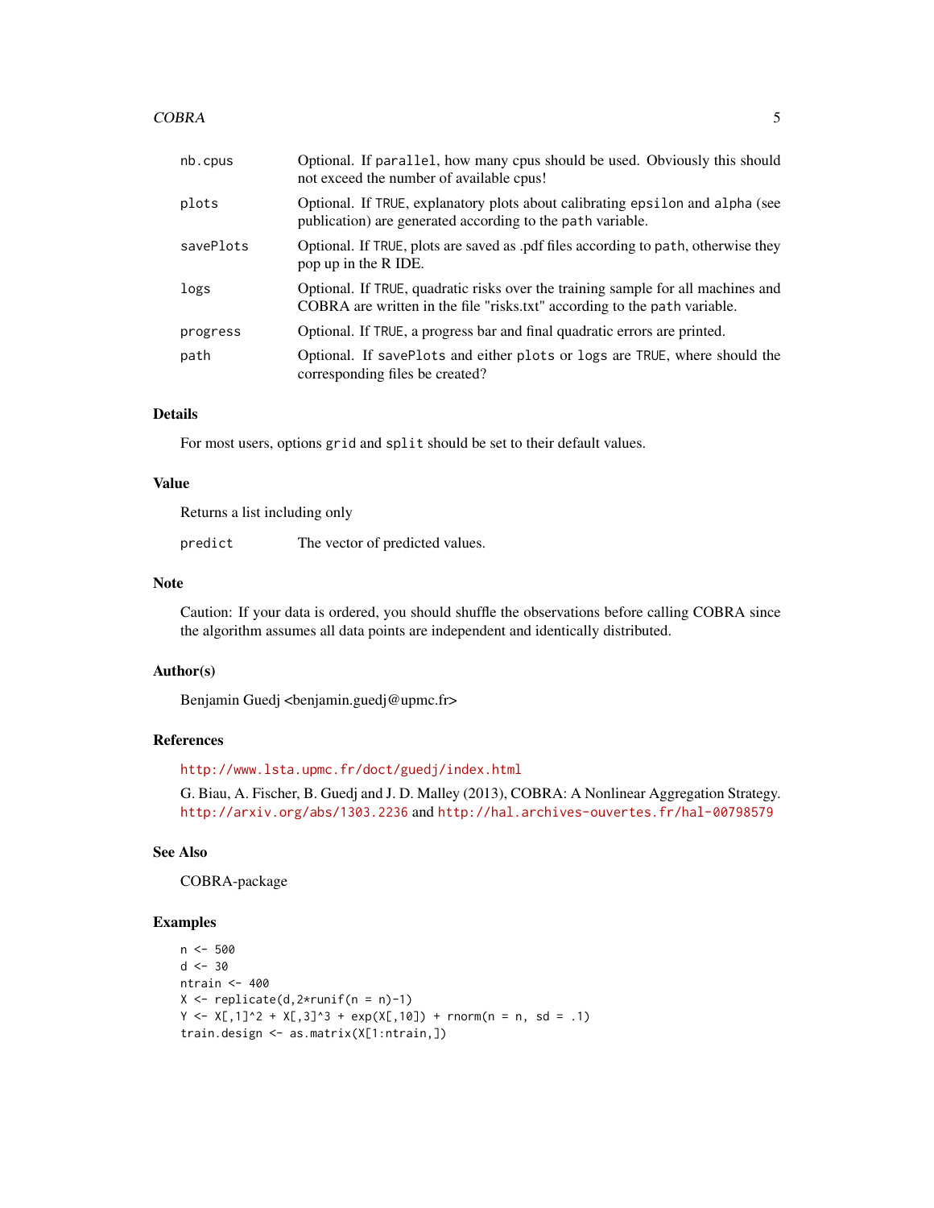| | |
|---|---|
| nb.cpus | Optional. If parallel, how many cpus should be used. Obviously this should not exceed the number of available cpus! |
| plots | Optional. If TRUE, explanatory plots about calibrating epsilon and alpha (see publication) are generated according to the path variable. |
| savePlots | Optional. If TRUE, plots are saved as .pdf files according to path, otherwise they pop up in the R IDE. |
| logs | Optional. If TRUE, quadratic risks over the training sample for all machines and COBRA are written in the file "risks.txt" according to the path variable. |
| progress | Optional. If TRUE, a progress bar and final quadratic errors are printed. |
| path | Optional. If savePlots and either plots or logs are TRUE, where should the corresponding files be created? |

### Details

For most users, options grid and split should be set to their default values.

### Value

Returns a list including only

| | |
|---|---|
| predict | The vector of predicted values. |

### Note

Caution: If your data is ordered, you should shuffle the observations before calling COBRA since the algorithm assumes all data points are independent and identically distributed.

### Author(s)

Benjamin Guedj <benjamin.guedj@upmc.fr>

### References

http://www.lsta.upmc.fr/doct/guedj/index.html

G. Biau, A. Fischer, B. Guedj and J. D. Malley (2013), COBRA: A Nonlinear Aggregation Strategy. http://arxiv.org/abs/1303.2236 and http://hal.archives-ouvertes.fr/hal-00798579

### See Also

COBRA-package

### Examples

```
n <- 500
d <- 30
ntrain <- 400
X <- replicate(d,2*runif(n = n)-1)
Y <- X[,1]^2 + X[,3]^3 + exp(X[,10]) + rnorm(n = n, sd = .1)
train.design <- as.matrix(X[1:ntrain,])
```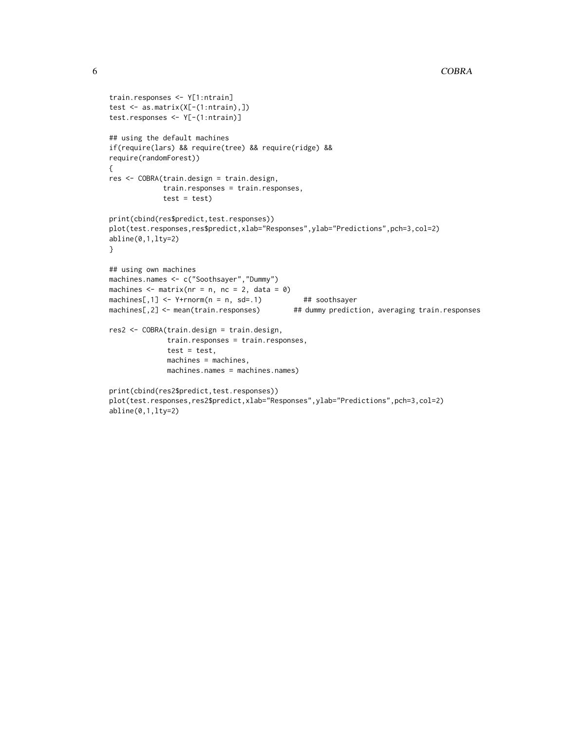```
train.responses <- Y[1:ntrain]
test <- as.matrix(X[-(1:ntrain),])
test.responses <- Y[-(1:ntrain)]

## using the default machines
if(require(lars) && require(tree) && require(ridge) &&
require(randomForest))
{
res <- COBRA(train.design = train.design,
             train.responses = train.responses,
             test = test)

print(cbind(res$predict,test.responses))
plot(test.responses,res$predict,xlab="Responses",ylab="Predictions",pch=3,col=2)
abline(0,1,lty=2)
}

## using own machines
machines.names <- c("Soothsayer","Dummy")
machines <- matrix(nr = n, nc = 2, data = 0)
machines[,1] <- Y+rnorm(n = n, sd=.1)          ## soothsayer
machines[,2] <- mean(train.responses)        ## dummy prediction, averaging train.responses

res2 <- COBRA(train.design = train.design,
              train.responses = train.responses,
              test = test,
              machines = machines,
              machines.names = machines.names)

print(cbind(res2$predict,test.responses))
plot(test.responses,res2$predict,xlab="Responses",ylab="Predictions",pch=3,col=2)
abline(0,1,lty=2)
```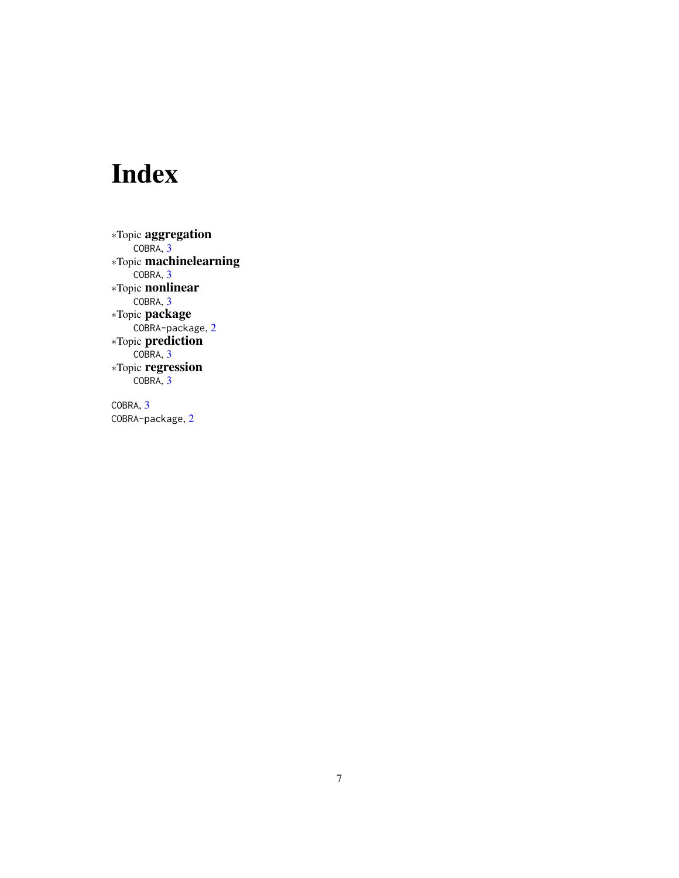# Index

*Topic **aggregation**
    COBRA, 3
*Topic **machinelearning**
    COBRA, 3
*Topic **nonlinear**
    COBRA, 3
*Topic **package**
    COBRA-package, 2
*Topic **prediction**
    COBRA, 3
*Topic **regression**
    COBRA, 3

COBRA, 3
COBRA-package, 2